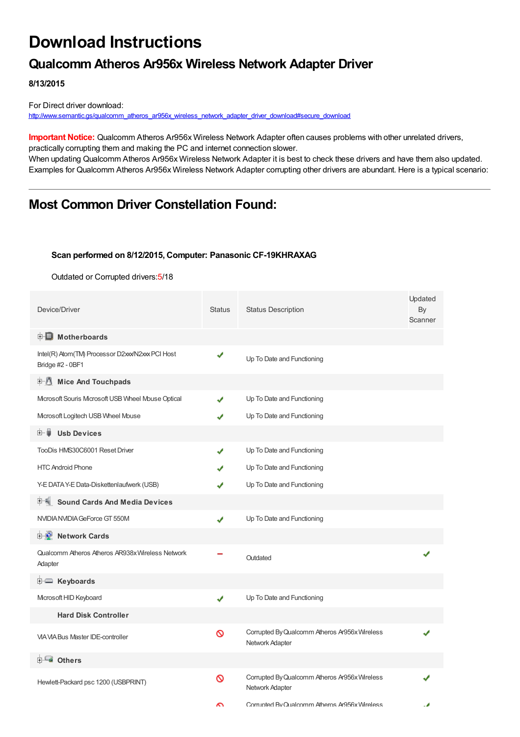# Download Instructions

## Qualcomm Atheros Ar956x Wireless Network Adapter Driver

**8/13/2015**

For Direct driver download:
http://www.semantic.gs/qualcomm_atheros_ar956x_wireless_network_adapter_driver_download#secure_download

**Important Notice:** Qualcomm Atheros Ar956x Wireless Network Adapter often causes problems with other unrelated drivers, practically corrupting them and making the PC and internet connection slower.
When updating Qualcomm Atheros Ar956x Wireless Network Adapter it is best to check these drivers and have them also updated. Examples for Qualcomm Atheros Ar956x Wireless Network Adapter corrupting other drivers are abundant. Here is a typical scenario:

---

## Most Common Driver Constellation Found:

**Scan performed on 8/12/2015, Computer: Panasonic CF-19KHRAXAG**

Outdated or Corrupted drivers:5/18

| Device/Driver | Status | Status Description | Updated By Scanner |
|---|---|---|---|
| **Motherboards** | | | |
| Intel(R) Atom(TM) Processor D2xxx/N2xxx PCI Host Bridge #2 - 0BF1 | ✔ | Up To Date and Functioning | |
| **Mice And Touchpads** | | | |
| Microsoft Souris Microsoft USB Wheel Mouse Optical | ✔ | Up To Date and Functioning | |
| Microsoft Logitech USB Wheel Mouse | ✔ | Up To Date and Functioning | |
| **Usb Devices** | | | |
| TooDis HMS30C6001 Reset Driver | ✔ | Up To Date and Functioning | |
| HTC Android Phone | ✔ | Up To Date and Functioning | |
| Y-E DATA Y-E Data-Diskettenlaufwerk (USB) | ✔ | Up To Date and Functioning | |
| **Sound Cards And Media Devices** | | | |
| NVIDIA NVIDIA GeForce GT 550M | ✔ | Up To Date and Functioning | |
| **Network Cards** | | | |
| Qualcomm Atheros Atheros AR938x Wireless Network Adapter | − | Outdated | ✔ |
| **Keyboards** | | | |
| Microsoft HID Keyboard | ✔ | Up To Date and Functioning | |
| **Hard Disk Controller** | | | |
| VIA VIA Bus Master IDE-controller | 🚫 | Corrupted By Qualcomm Atheros Ar956x Wireless Network Adapter | ✔ |
| **Others** | | | |
| Hewlett-Packard psc 1200 (USBPRINT) | 🚫 | Corrupted By Qualcomm Atheros Ar956x Wireless Network Adapter | ✔ |
| | 🚫 | Corrupted By Qualcomm Atheros Ar956x Wireless | ✔ |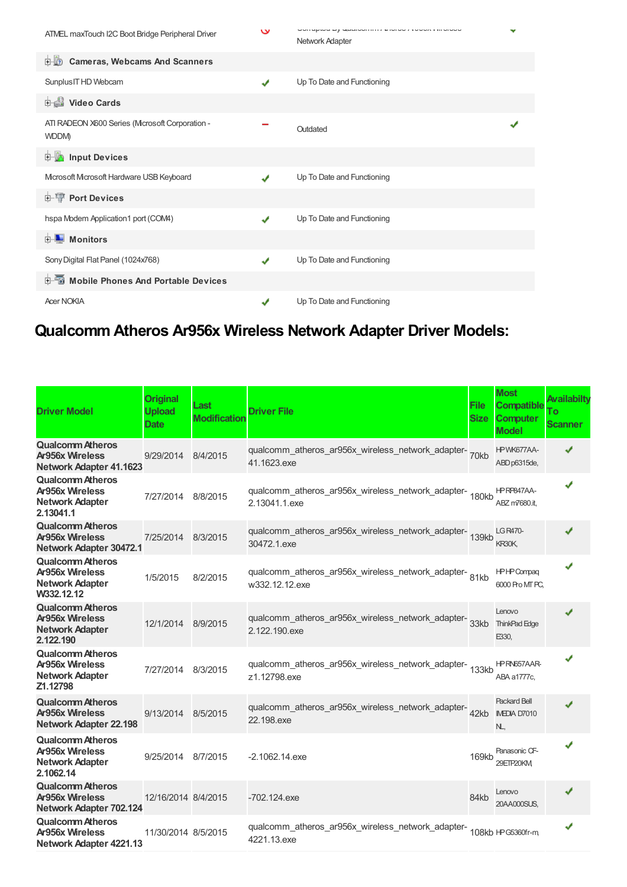| | | | |
|---|---|---|---|
| ATMEL maxTouch I2C Boot Bridge Peripheral Driver | ⊘ | Corrupted By Qualcomm Atheros Ar956x Wireless Network Adapter | ✔ |
| **Cameras, Webcams And Scanners** | | | |
| SunplusIT HD Webcam | ✔ | Up To Date and Functioning | |
| **Video Cards** | | | |
| ATI RADEON X600 Series (Microsoft Corporation - WDDM) | − | Outdated | ✔ |
| **Input Devices** | | | |
| Microsoft Microsoft Hardware USB Keyboard | ✔ | Up To Date and Functioning | |
| **Port Devices** | | | |
| hspa Modem Application1 port (COM4) | ✔ | Up To Date and Functioning | |
| **Monitors** | | | |
| Sony Digital Flat Panel (1024x768) | ✔ | Up To Date and Functioning | |
| **Mobile Phones And Portable Devices** | | | |
| Acer NOKIA | ✔ | Up To Date and Functioning | |

## Qualcomm Atheros Ar956x Wireless Network Adapter Driver Models:

| Driver Model | Original Upload Date | Last Modification | Driver File | File Size | Most Compatible Computer Model | Availabilty To Scanner |
|---|---|---|---|---|---|---|
| Qualcomm Atheros Ar956x Wireless Network Adapter 41.1623 | 9/29/2014 | 8/4/2015 | qualcomm_atheros_ar956x_wireless_network_adapter-41.1623.exe | 70kb | HP WK677AA-ABD p6315de, | ✔ |
| Qualcomm Atheros Ar956x Wireless Network Adapter 2.13041.1 | 7/27/2014 | 8/8/2015 | qualcomm_atheros_ar956x_wireless_network_adapter-2.13041.1.exe | 180kb | HP RP847AA-ABZ m7680.it, | ✔ |
| Qualcomm Atheros Ar956x Wireless Network Adapter 30472.1 | 7/25/2014 | 8/3/2015 | qualcomm_atheros_ar956x_wireless_network_adapter-30472.1.exe | 139kb | LG R470-KR30K, | ✔ |
| Qualcomm Atheros Ar956x Wireless Network Adapter W332.12.12 | 1/5/2015 | 8/2/2015 | qualcomm_atheros_ar956x_wireless_network_adapter-w332.12.12.exe | 81kb | HP HP Compaq 6000 Pro MT PC, | ✔ |
| Qualcomm Atheros Ar956x Wireless Network Adapter 2.122.190 | 12/1/2014 | 8/9/2015 | qualcomm_atheros_ar956x_wireless_network_adapter-2.122.190.exe | 33kb | Lenovo ThinkPad Edge E330, | ✔ |
| Qualcomm Atheros Ar956x Wireless Network Adapter Z1.12798 | 7/27/2014 | 8/3/2015 | qualcomm_atheros_ar956x_wireless_network_adapter-z1.12798.exe | 133kb | HP RN657AAR-ABA a1777c, | ✔ |
| Qualcomm Atheros Ar956x Wireless Network Adapter 22.198 | 9/13/2014 | 8/5/2015 | qualcomm_atheros_ar956x_wireless_network_adapter-22.198.exe | 42kb | Packard Bell IMEDIA D7010 NL, | ✔ |
| Qualcomm Atheros Ar956x Wireless Network Adapter 2.1062.14 | 9/25/2014 | 8/7/2015 | -2.1062.14.exe | 169kb | Panasonic CF-29ETP20KM, | ✔ |
| Qualcomm Atheros Ar956x Wireless Network Adapter 702.124 | 12/16/2014 | 8/4/2015 | -702.124.exe | 84kb | Lenovo 20AA000SUS, | ✔ |
| Qualcomm Atheros Ar956x Wireless Network Adapter 4221.13 | 11/30/2014 | 8/5/2015 | qualcomm_atheros_ar956x_wireless_network_adapter-4221.13.exe | 108kb | HP G5360fr-m, | ✔ |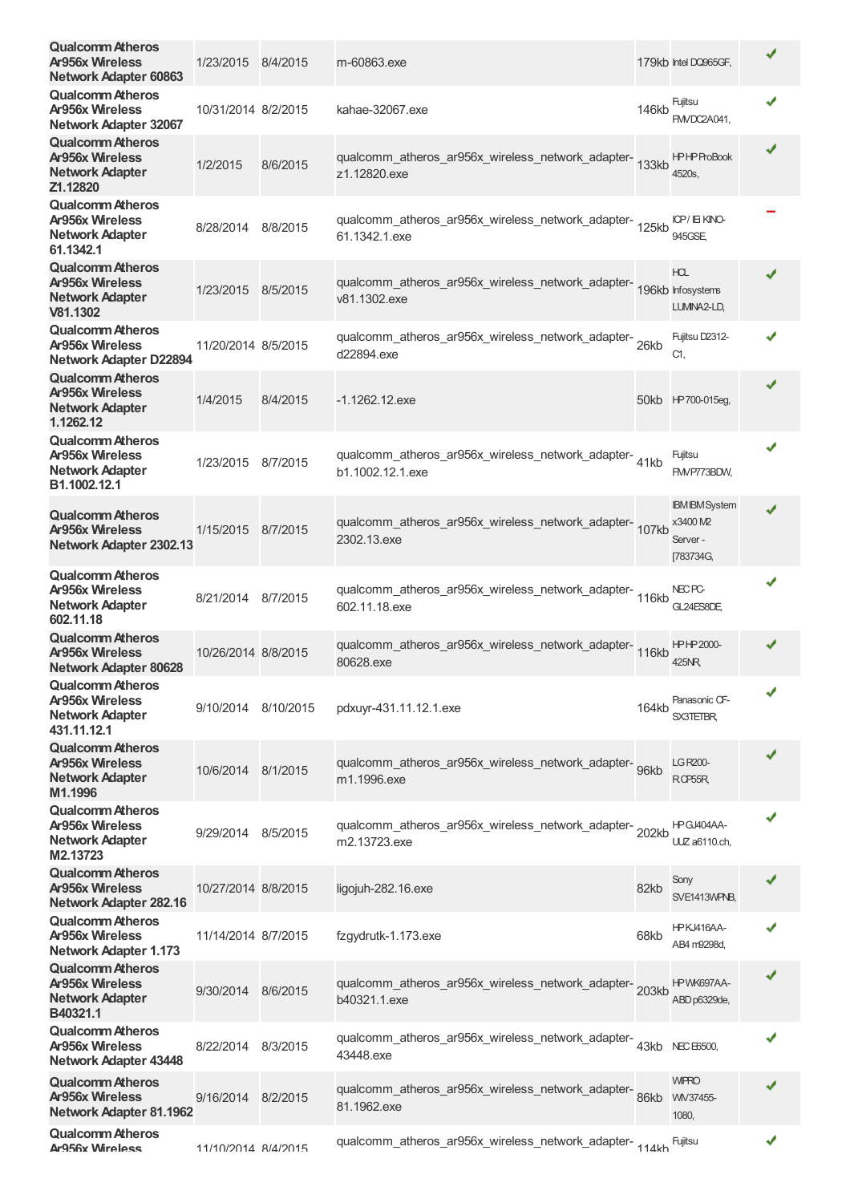| | | | | | | |
|---|---|---|---|---|---|---|
| **Qualcomm Atheros Ar956x Wireless Network Adapter 60863** | 1/23/2015 | 8/4/2015 | m-60863.exe | 179kb | Intel DQ965GF, | ✔ |
| **Qualcomm Atheros Ar956x Wireless Network Adapter 32067** | 10/31/2014 | 8/2/2015 | kahae-32067.exe | 146kb | Fujitsu FMVDC2A041, | ✔ |
| **Qualcomm Atheros Ar956x Wireless Network Adapter Z1.12820** | 1/2/2015 | 8/6/2015 | qualcomm_atheros_ar956x_wireless_network_adapter-z1.12820.exe | 133kb | HP HP ProBook 4520s, | ✔ |
| **Qualcomm Atheros Ar956x Wireless Network Adapter 61.1342.1** | 8/28/2014 | 8/8/2015 | qualcomm_atheros_ar956x_wireless_network_adapter-61.1342.1.exe | 125kb | ICP / IEi KINO-945GSE, | − |
| **Qualcomm Atheros Ar956x Wireless Network Adapter V81.1302** | 1/23/2015 | 8/5/2015 | qualcomm_atheros_ar956x_wireless_network_adapter-v81.1302.exe | 196kb | HCL Infosystems LUMINA2-LD, | ✔ |
| **Qualcomm Atheros Ar956x Wireless Network Adapter D22894** | 11/20/2014 | 8/5/2015 | qualcomm_atheros_ar956x_wireless_network_adapter-d22894.exe | 26kb | Fujitsu D2312-C1, | ✔ |
| **Qualcomm Atheros Ar956x Wireless Network Adapter 1.1262.12** | 1/4/2015 | 8/4/2015 | -1.1262.12.exe | 50kb | HP 700-015eg, | ✔ |
| **Qualcomm Atheros Ar956x Wireless Network Adapter B1.1002.12.1** | 1/23/2015 | 8/7/2015 | qualcomm_atheros_ar956x_wireless_network_adapter-b1.1002.12.1.exe | 41kb | Fujitsu FMVP773BDW, | ✔ |
| **Qualcomm Atheros Ar956x Wireless Network Adapter 2302.13** | 1/15/2015 | 8/7/2015 | qualcomm_atheros_ar956x_wireless_network_adapter-2302.13.exe | 107kb | IBM IBM System x3400 M2 Server -[783734G, | ✔ |
| **Qualcomm Atheros Ar956x Wireless Network Adapter 602.11.18** | 8/21/2014 | 8/7/2015 | qualcomm_atheros_ar956x_wireless_network_adapter-602.11.18.exe | 116kb | NEC PC-GL24ES8DE, | ✔ |
| **Qualcomm Atheros Ar956x Wireless Network Adapter 80628** | 10/26/2014 | 8/8/2015 | qualcomm_atheros_ar956x_wireless_network_adapter-80628.exe | 116kb | HP HP 2000-425NR, | ✔ |
| **Qualcomm Atheros Ar956x Wireless Network Adapter 431.11.12.1** | 9/10/2014 | 8/10/2015 | pdxuyr-431.11.12.1.exe | 164kb | Panasonic CF-SX3TETBR, | ✔ |
| **Qualcomm Atheros Ar956x Wireless Network Adapter M1.1996** | 10/6/2014 | 8/1/2015 | qualcomm_atheros_ar956x_wireless_network_adapter-m1.1996.exe | 96kb | LG R200-R.CP55R, | ✔ |
| **Qualcomm Atheros Ar956x Wireless Network Adapter M2.13723** | 9/29/2014 | 8/5/2015 | qualcomm_atheros_ar956x_wireless_network_adapter-m2.13723.exe | 202kb | HP GJ404AA-UUZ a6110.ch, | ✔ |
| **Qualcomm Atheros Ar956x Wireless Network Adapter 282.16** | 10/27/2014 | 8/8/2015 | ligojuh-282.16.exe | 82kb | Sony SVE1413WPNB, | ✔ |
| **Qualcomm Atheros Ar956x Wireless Network Adapter 1.173** | 11/14/2014 | 8/7/2015 | fzgydrutk-1.173.exe | 68kb | HP KJ416AA-AB4 m9298d, | ✔ |
| **Qualcomm Atheros Ar956x Wireless Network Adapter B40321.1** | 9/30/2014 | 8/6/2015 | qualcomm_atheros_ar956x_wireless_network_adapter-b40321.1.exe | 203kb | HP WK697AA-ABD p6329de, | ✔ |
| **Qualcomm Atheros Ar956x Wireless Network Adapter 43448** | 8/22/2014 | 8/3/2015 | qualcomm_atheros_ar956x_wireless_network_adapter-43448.exe | 43kb | NEC E6500, | ✔ |
| **Qualcomm Atheros Ar956x Wireless Network Adapter 81.1962** | 9/16/2014 | 8/2/2015 | qualcomm_atheros_ar956x_wireless_network_adapter-81.1962.exe | 86kb | WIPRO WIV37455-1080, | ✔ |
| **Qualcomm Atheros Ar956x Wireless** | 11/10/2014 | 8/4/2015 | qualcomm_atheros_ar956x_wireless_network_adapter- | 114kb | Fujitsu | ✔ |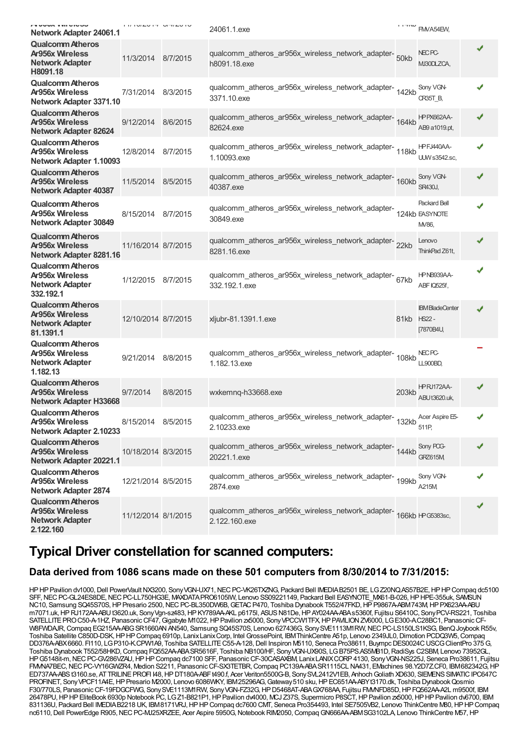| | | | | | | |
|---|---|---|---|---|---|---|
| **Qualcomm Atheros Ar956x Wireless Network Adapter 24061.1** | 11/10/2014 | 8/4/2015 | 24061.1.exe | 144kb | FMVA54EW, | |
| **Qualcomm Atheros Ar956x Wireless Network Adapter H8091.18** | 11/3/2014 | 8/7/2015 | qualcomm_atheros_ar956x_wireless_network_adapter-h8091.18.exe | 50kb | NEC PC-MJ30DLZCA, | ✔ |
| **Qualcomm Atheros Ar956x Wireless Network Adapter 3371.10** | 7/31/2014 | 8/3/2015 | qualcomm_atheros_ar956x_wireless_network_adapter-3371.10.exe | 142kb | Sony VGN-CR35T_B, | ✔ |
| **Qualcomm Atheros Ar956x Wireless Network Adapter 82624** | 9/12/2014 | 8/6/2015 | qualcomm_atheros_ar956x_wireless_network_adapter-82624.exe | 164kb | HP PX662AA-AB9 a1019.pt, | ✔ |
| **Qualcomm Atheros Ar956x Wireless Network Adapter 1.10093** | 12/8/2014 | 8/7/2015 | qualcomm_atheros_ar956x_wireless_network_adapter-1.10093.exe | 118kb | HP FJ440AA-UUW s3542.sc, | ✔ |
| **Qualcomm Atheros Ar956x Wireless Network Adapter 40387** | 11/5/2014 | 8/5/2015 | qualcomm_atheros_ar956x_wireless_network_adapter-40387.exe | 160kb | Sony VGN-SR430J, | ✔ |
| **Qualcomm Atheros Ar956x Wireless Network Adapter 30849** | 8/15/2014 | 8/7/2015 | qualcomm_atheros_ar956x_wireless_network_adapter-30849.exe | 124kb | Packard Bell EASYNOTE MV86, | ✔ |
| **Qualcomm Atheros Ar956x Wireless Network Adapter 8281.16** | 11/16/2014 | 8/7/2015 | qualcomm_atheros_ar956x_wireless_network_adapter-8281.16.exe | 22kb | Lenovo ThinkPad Z61t, | ✔ |
| **Qualcomm Atheros Ar956x Wireless Network Adapter 332.192.1** | 1/12/2015 | 8/7/2015 | qualcomm_atheros_ar956x_wireless_network_adapter-332.192.1.exe | 67kb | HP NB939AA-ABF IQ525f, | ✔ |
| **Qualcomm Atheros Ar956x Wireless Network Adapter 81.1391.1** | 12/10/2014 | 8/7/2015 | xljubr-81.1391.1.exe | 81kb | IBM BladeCenter HS22 -[7870B4U, | ✔ |
| **Qualcomm Atheros Ar956x Wireless Network Adapter 1.182.13** | 9/21/2014 | 8/8/2015 | qualcomm_atheros_ar956x_wireless_network_adapter-1.182.13.exe | 108kb | NEC PC-LL900BD, | ━ |
| **Qualcomm Atheros Ar956x Wireless Network Adapter H33668** | 9/7/2014 | 8/8/2015 | wxkemnq-h33668.exe | 203kb | HP RJ172AA-ABU t3620.uk, | ✔ |
| **Qualcomm Atheros Ar956x Wireless Network Adapter 2.10233** | 8/15/2014 | 8/5/2015 | qualcomm_atheros_ar956x_wireless_network_adapter-2.10233.exe | 132kb | Acer Aspire E5-511P, | ✔ |
| **Qualcomm Atheros Ar956x Wireless Network Adapter 20221.1** | 10/18/2014 | 8/3/2015 | qualcomm_atheros_ar956x_wireless_network_adapter-20221.1.exe | 144kb | Sony PCG-GRZ615M, | ✔ |
| **Qualcomm Atheros Ar956x Wireless Network Adapter 2874** | 12/21/2014 | 8/5/2015 | qualcomm_atheros_ar956x_wireless_network_adapter-2874.exe | 199kb | Sony VGN-A215M, | ✔ |
| **Qualcomm Atheros Ar956x Wireless Network Adapter 2.122.160** | 11/12/2014 | 8/1/2015 | qualcomm_atheros_ar956x_wireless_network_adapter-2.122.160.exe | 166kb | HP G5383sc, | ✔ |

## Typical Driver constellation for scanned computers:

### Data derived from 1086 scans made on these 501 computers from 8/30/2014 to 7/31/2015:

HP HP Pavilion dv1000, Dell PowerVault NX3200, Sony VGN-UX71, NEC PC-VK26TXZNG, Packard Bell IMEDIA B2501 BE, LG Z20NQ.AS57B2E, HP HP Compaq dc5100 SFF, NEC PC-GL24ES8DE, NEC PC-LL750HG3E, MAXDATA PRO6105IW, Lenovo SS09221149, Packard Bell EASYNOTE_MX61-B-026, HP HPE-355uk, SAMSUN NC10, Samsung SQ45S70S, HP Presario 2500, NEC PC-BL350DW6B, GETAC P470, Toshiba Dynabook T552/47FKD, HP P9867A-ABM 743M, HP PX623AA-ABU m7071.uk, HP RJ172AA-ABU t3620.uk, Sony Vgn-sz483, HP KY789AA-AKL p6175l, ASUS N81De, HP AY024AA-ABA s5360f, Fujitsu S6410C, Sony PCV-RS221, Toshiba SATELLITE PRO C50-A-1HZ, Panasonic CF47, Gigabyte M1022, HP Pavilion zx5000, Sony VPCCW1TFX, HP PAVILION ZV6000, LG E300-A.C28BC1, Panasonic CF-W8FWDAJR, Compaq EG215AA-ABG SR1660AN AN540, Samsung SQ45S70S, Lenovo 627436G, Sony SVE1113M1RW, NEC PC-LS150LS1KSG, BenQ Joybook R55v, Toshiba Satellite C850D-DSK, HP HP Compaq 6910p, Lanix Lanix Corp, Intel GrossePoint, IBM ThinkCentre A51p, Lenovo 2349JL0, Dimotion PCDQ3W5, Compaq DD376A-ABX 6660. FI110, LG P310-K.CPW1A9, Toshiba SATELLITE C55-A-128, Dell Inspiron M5110, Seneca Pro38611, Buympc DES0024C USCG ClientPro 375 G, Toshiba Dynabook T552/58HKD, Compaq FQ552AA-ABA SR5616F, Toshiba NB100/HF, Sony VGN-UX90S, LG B75PS.AS5MB1D, RadiSys C2SBM, Lenovo 73952GL, HP G5148it-m, NEC PC-GV286VZAU, HP HP Compaq dc7100 SFF, Panasonic CF-30CASAXBM, Lanix LANIX CORP 4130, Sony VGN-NS225J, Seneca Pro38611, Fujitsu FMVNA7BEC, NEC PC-VY16GWZR4, Medion S2211, Panasonic CF-SX3TETBR, Compaq PC139A-ABA SR1115CL NA431, EMachines 98.Y2D7Z.CF0, IBM 682342G, HP ED737AA-ABS t3160.se, AT TRILINE PROFI I48, HP DT180A-ABF t490.f, Acer Veriton5500G-B, Sony SVL2412V1EB, Anhoch Goliath XD630, SIEMENS SIMATIC IPC647C PROFINET, Sony VPCF11A4E, HP Presario M2000, Lenovo 6086WKY, IBM 25296AG, Gateway 510 sku, HP EC651AA-ABY t3170.dk, Toshiba Dynabook Qosmio F30/770LS, Panasonic CF-19FDGCFWG, Sony SVE1113M1RW, Sony VGN-FZ32G, HP D5468AT-ABA GX768AA, Fujitsu FMVNFD85D, HP FQ562AA-A2L m9500f, IBM 26478PU, HP HP EliteBook 6930p Notebook PC, LG Z1-B821P1, HP Pavilion dv4000, MCJ Z37S, Supermicro P8SCT, HP Pavilion zx5000, HP HP Pavilion dv6700, IBM 831136U, Packard Bell IMEDIA B2218 UK, IBM 8171VRJ, HP HP Compaq dc7600 CMT, Seneca Pro354493, Intel SE7505VB2, Lenovo ThinkCentre M80, HP HP Compaq nc6110, Dell PowerEdge R905, NEC PC-MJ25XRZEE, Acer Aspire 5950G, Notebook RIM2050, Compaq GN666AA-ABM SG3102LA, Lenovo ThinkCentre M57, HP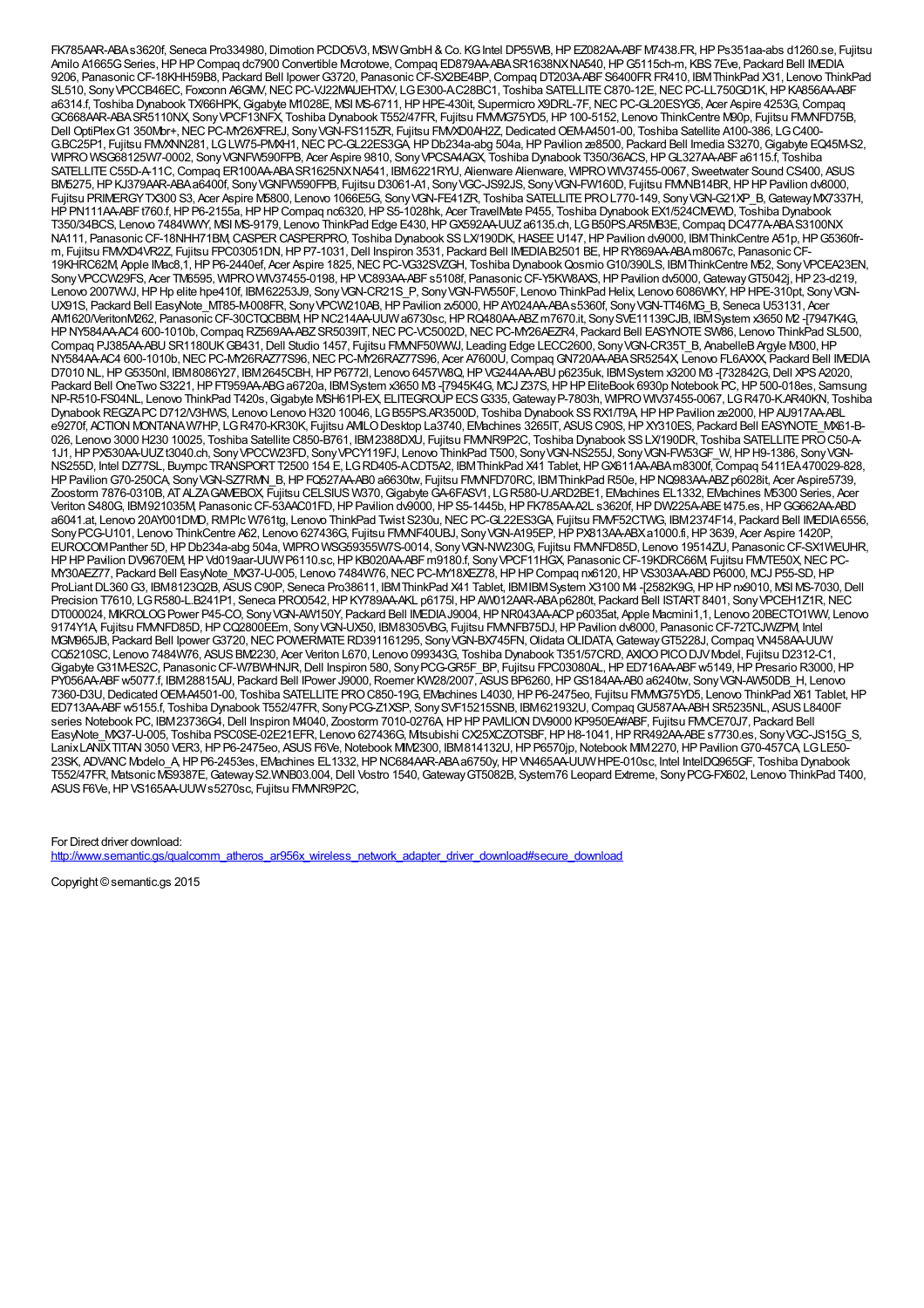FK785AAR-ABA s3620f, Seneca Pro334980, Dimotion PCDO5V3, MSW GmbH & Co. KG Intel DP55WB, HP EZ082AA-ABF M7438.FR, HP Ps351aa-abs d1260.se, Fujitsu Amilo A1665G Series, HP HP Compaq dc7900 Convertible Microtowe, Compaq ED879AA-ABA SR1638NX NA540, HP G5115ch-m, KBS 7Eve, Packard Bell IMEDIA 9206, Panasonic CF-18KHH59B8, Packard Bell Ipower G3720, Panasonic CF-SX2BE4BP, Compaq DT203A-ABF S6400FR FR410, IBM ThinkPad X31, Lenovo ThinkPad SL510, Sony VPCCB46EC, Foxconn A6GMV, NEC PC-VJ22MAUEHTXV, LG E300-A.C28BC1, Toshiba SATELLITE C870-12E, NEC PC-LL750GD1K, HP KA856AA-ABF a6314.f, Toshiba Dynabook TX/66HPK, Gigabyte M1028E, MSI MS-6711, HP HPE-430it, Supermicro X9DRL-7F, NEC PC-GL20ESYG5, Acer Aspire 4253G, Compaq GC668AAR-ABA SR5110NX, Sony VPCF13NFX, Toshiba Dynabook T552/47FR, Fujitsu FMMG75YD5, HP 100-5152, Lenovo ThinkCentre M90p, Fujitsu FMVNFD75B, Dell OptiPlex G1 350Mbr+, NEC PC-MY26XFREJ, Sony VGN-FS115ZR, Fujitsu FMVXD0AH2Z, Dedicated OEM-A4501-00, Toshiba Satellite A100-386, LG C400-G.BC25P1, Fujitsu FMVXNN281, LG LW75-PMXH1, NEC PC-GL22ES3GA, HP Db234a-abg 504a, HP Pavilion ze8500, Packard Bell Imedia S3270, Gigabyte EQ45M-S2, WIPRO WSG68125W7-0002, Sony VGNFW590FPB, Acer Aspire 9810, Sony VPCSA4AGX, Toshiba Dynabook T350/36ACS, HP GL327AA-ABF a6115.f, Toshiba SATELLITE C55D-A-11C, Compaq ER100AA-ABA SR1625NX NA541, IBM 6221RYU, Alienware Alienware, WIPRO WIV37455-0067, Sweetwater Sound CS400, ASUS BM5275, HP KJ379AAR-ABA a6400f, Sony VGNFW590FPB, Fujitsu D3061-A1, Sony VGC-JS92JS, Sony VGN-FW160D, Fujitsu FMVNB14BR, HP HP Pavilion dv8000, Fujitsu PRIMERGY TX300 S3, Acer Aspire M5800, Lenovo 1066E5G, Sony VGN-FE41ZR, Toshiba SATELLITE PRO L770-149, Sony VGN-G21XP_B, Gateway MX7337H, HP PN111AA-ABF t760.f, HP P6-2155a, HP HP Compaq nc6320, HP S5-1028hk, Acer TravelMate P455, Toshiba Dynabook EX1/524CMEWD, Toshiba Dynabook T350/34BCS, Lenovo 7484WWY, MSI MS-9179, Lenovo ThinkPad Edge E430, HP GX592AA-UUZ a6135.ch, LG B50PS.AR5MB3E, Compaq DC477A-ABA S3100NX NA111, Panasonic CF-18NHH71BM, CASPER CASPERPRO, Toshiba Dynabook SS LX/190DK, HASEE U147, HP Pavilion dv9000, IBM ThinkCentre A51p, HP G5360fr-m, Fujitsu FMVXD4VR2Z, Fujitsu FPC03051DN, HP P7-1031, Dell Inspiron 3531, Packard Bell IMEDIA B2501 BE, HP RY869AA-ABA m8067c, Panasonic CF-19KHRC62M, Apple IMac8,1, HP P6-2440ef, Acer Aspire 1825, NEC PC-VG32SVZGH, Toshiba Dynabook Qosmio G10/390LS, IBM ThinkCentre M52, Sony VPCEA23EN, Sony VPCCW29FS, Acer TM6595, WIPRO WIV37455-0198, HP VC893AA-ABF s5108f, Panasonic CF-Y5KW8AXS, HP Pavilion dv5000, Gateway GT5042j, HP 23-d219, Lenovo 2007WVJ, HP Hp elite hpe410f, IBM 62253J9, Sony VGN-CR21S_P, Sony VGN-FW550F, Lenovo ThinkPad Helix, Lenovo 6086WKY, HP HPE-310pt, Sony VGN-UX91S, Packard Bell EasyNote_MT85-M-008FR, Sony VPCW210AB, HP Pavilion zv5000, HP AY024AA-ABA s5360f, Sony VGN-TT46MG_B, Seneca U53131, Acer AM1620/VeritonM262, Panasonic CF-30CTQCBBM, HP NC214AA-UUW a6730sc, HP RQ480AA-ABZ m7670.it, Sony SVE11139CJB, IBM System x3650 M2 -[7947K4G, HP NY584AA-AC4 600-1010b, Compaq RZ569AA-ABZ SR5039IT, NEC PC-VC5002D, NEC PC-MY26AEZR4, Packard Bell EASYNOTE SW86, Lenovo ThinkPad SL500, Compaq PJ285AA-ABU SR1180UK GB431, Dell Studio 1457, Fujitsu FMVNF50WWJ, Leading Edge LECC2600, Sony VGN-CR35T_B, AnabelleB Argyle M300, HP NY584AA-AC4 600-1010b, NEC PC-MY26RAZ77S96, NEC PC-MY26RAZ77S96, Acer A7600U, Compaq GN720AA-ABA SR5254X, Lenovo FL6AXXX, Packard Bell IMEDIA D7010 NL, HP G5350nl, IBM 8086Y27, IBM 2645CBH, HP P6772l, Lenovo 6457W8Q, HP VG244AA-ABU p6235uk, IBM System x3200 M3 -[732842G, Dell XPS A2020, Packard Bell OneTwo S3221, HP FT959AA-ABG a6720a, IBM System x3650 M3 -[7945K4G, MCJ Z37S, HP HP EliteBook 6930p Notebook PC, HP 500-018es, Samsung NP-R510-FS04NL, Lenovo ThinkPad T420s, Gigabyte MSH61PI-EX, ELITEGROUP ECS G335, Gateway P-7803h, WIPRO WIV37455-0067, LG R470-K.AR40KN, Toshiba Dynabook REGZA PC D712/V3HWS, Lenovo Lenovo H320 10046, LG B55PS.AR3500D, Toshiba Dynabook SS RX1/T9A, HP HP Pavilion ze2000, HP AU917AA-ABL e9270f, ACTION MONTANA W7HP, LG R470-KR30K, Fujitsu AMILO Desktop La3740, EMachines 3265IT, ASUS C90S, HP XY310ES, Packard Bell EASYNOTE_MX61-B-026, Lenovo 3000 H230 10025, Toshiba Satellite C850-B761, IBM 2388DXU, Fujitsu FMVNR9P2C, Toshiba Dynabook SS LX/190DR, Toshiba SATELLITE PRO C50-A-1J1, HP PX530AA-UUZ t3040.ch, Sony VPCCW23FD, Sony VPCY119FJ, Lenovo ThinkPad T500, Sony VGN-NS255J, Sony VGN-FW53GF_W, HP H9-1386, Sony VGN-NS255D, Intel DZ77SL, Buympc TRANSPORT T2500 154 E, LG RD405-A.CDT5A2, IBM ThinkPad X41 Tablet, HP GX611AA-ABA m8300f, Compaq 5411EA 470029-828, HP Pavilion G70-250CA, Sony VGN-SZ7RMN_B, HP FQ527AA-AB0 a6630tw, Fujitsu FMVNFD70RC, IBM ThinkPad R50e, HP NQ983AA-ABZ p6028it, Acer Aspire5739, Zoostorm 7876-0310B, AT ALZA GAMEBOX, Fujitsu CELSIUS W370, Gigabyte GA-6FASV1, LG R580-U.ARD2BE1, EMachines EL1332, EMachines M5300 Series, Acer Veriton S480G, IBM 921035M, Panasonic CF-53AAC01FD, HP Pavilion dv9000, HP S5-1445b, HP FK785AA-A2L s3620f, HP DW225A-ABE t475.es, HP GG662AA-ABD a6041.at, Lenovo 20AY001DMD, RM Plc W761tg, Lenovo ThinkPad Twist S230u, NEC PC-GL22ES3GA, Fujitsu FMVF52CTWG, IBM 2374F14, Packard Bell IMEDIA 6556, Sony PCG-U101, Lenovo ThinkCentre A62, Lenovo 627436G, Fujitsu FMVNF40UBJ, Sony VGN-A195EP, HP PX813AA-ABX a1000.fi, HP 3639, Acer Aspire 1420P, EUROCOM Panther 5D, HP Db234a-abg 504a, WIPRO WSG59355W7S-0014, Sony VGN-NW230G, Fujitsu FMVNFD85D, Lenovo 19514ZU, Panasonic CF-SX1WEUHR, HP HP Pavilion DV9670EM, HP Vd019aar-UUW P6110.sc, HP KB020AA-ABF m9180.f, Sony VPCF11HGX, Panasonic CF-19KDRC66M, Fujitsu FMVTE50X, NEC PC-MY30AEZ77, Packard Bell EasyNote_MX37-U-005, Lenovo 7484W76, NEC PC-MY18XEZ78, HP HP Compaq nx6120, HP VS303AA-ABD P6000, MCJ P55-SD, HP ProLiant DL360 G3, IBM 8123Q2B, ASUS C90P, Seneca Pro38611, IBM ThinkPad X41 Tablet, IBM IBM System X3100 M4 -[2582K9G, HP HP nx9010, MSI MS-7030, Dell Precision T7610, LG R580-L.B241P1, Seneca PRO0542, HP KY789AA-AKL p6175l, HP AW012AAR-ABA p6280t, Packard Bell ISTART 8401, Sony VPCEH1Z1R, NEC DT000024, MIKROLOG Power P45-CO, Sony VGN-AW150Y, Packard Bell IMEDIA J9004, HP NR043AA-ACP p6035at, Apple Macmini1,1, Lenovo 20BECTO1WW, Lenovo 9174Y1A, Fujitsu FMVNFD85D, HP CQ2800EEm, Sony VGN-UX50, IBM 8305VBG, Fujitsu FMVNFB75DJ, HP Pavilion dv8000, Panasonic CF-72TCJWZPM, Intel MGM965JB, Packard Bell Ipower G3720, NEC POWERMATE RD391161295, Sony VGN-BX745FN, Olidata OLIDATA, Gateway GT5228J, Compaq VN458AA-UUW CQ5210SC, Lenovo 7484W76, ASUS BM2230, Acer Veriton L670, Lenovo 099343G, Toshiba Dynabook T351/57CRD, AXIOO PICO DJV Model, Fujitsu D2312-C1, Gigabyte G31M-ES2C, Panasonic CF-W7BWHNJR, Dell Inspiron 580, Sony PCG-GR5F_BP, Fujitsu FPC03080AL, HP ED716AA-ABF w5149, HP Presario R3000, HP PY056AA-ABF w5077.f, IBM 28815AU, Packard Bell IPower J9000, Roemer KW28/2007, ASUS BP6260, HP GS184AA-AB0 a6240tw, Sony VGN-AW50DB_H, Lenovo 7360-D3U, Dedicated OEM-A4501-00, Toshiba SATELLITE PRO C850-19G, EMachines L4030, HP P6-2475eo, Fujitsu FMMG75YD5, Lenovo ThinkPad X61 Tablet, HP ED713AA-ABF w5155.f, Toshiba Dynabook T552/47FR, Sony PCG-Z1XSP, Sony SVF15215SNB, IBM 621932U, Compaq GU587AA-ABH SR5235NL, ASUS L8400F series Notebook PC, IBM 23736G4, Dell Inspiron M4040, Zoostorm 7010-0276A, HP HP PAVILION DV9000 KP950EA#ABF, Fujitsu FMVCE70J7, Packard Bell EasyNote_MX37-U-005, Toshiba PSC0SE-02E21EFR, Lenovo 627436G, Mitsubishi CX25XCZOTSBF, HP H8-1041, HP RR492AA-ABE s7730.es, Sony VGC-JS15G_S, Lanix LANIX TITAN 3050 VER3, HP P6-2475eo, ASUS F6Ve, Notebook MIM2300, IBM 814132U, HP P6570jp, Notebook MIM2270, HP Pavilion G70-457CA, LG LE50-23SK, ADVANC Modelo_A, HP P6-2453es, EMachines EL1332, HP NC684AAR-ABA a6750y, HP VN465AA-UUW HPE-010sc, Intel IntelDQ965GF, Toshiba Dynabook T552/47FR, Matsonic MS9387E, Gateway S2.WNB03.004, Dell Vostro 1540, Gateway GT5082B, System76 Leopard Extreme, Sony PCG-FX602, Lenovo ThinkPad T400, ASUS F6Ve, HP VS165AA-UUW s5270sc, Fujitsu FMVNR9P2C,

For Direct driver download:
http://www.semantic.gs/qualcomm_atheros_ar956x_wireless_network_adapter_driver_download#secure_download

Copyright © semantic.gs 2015